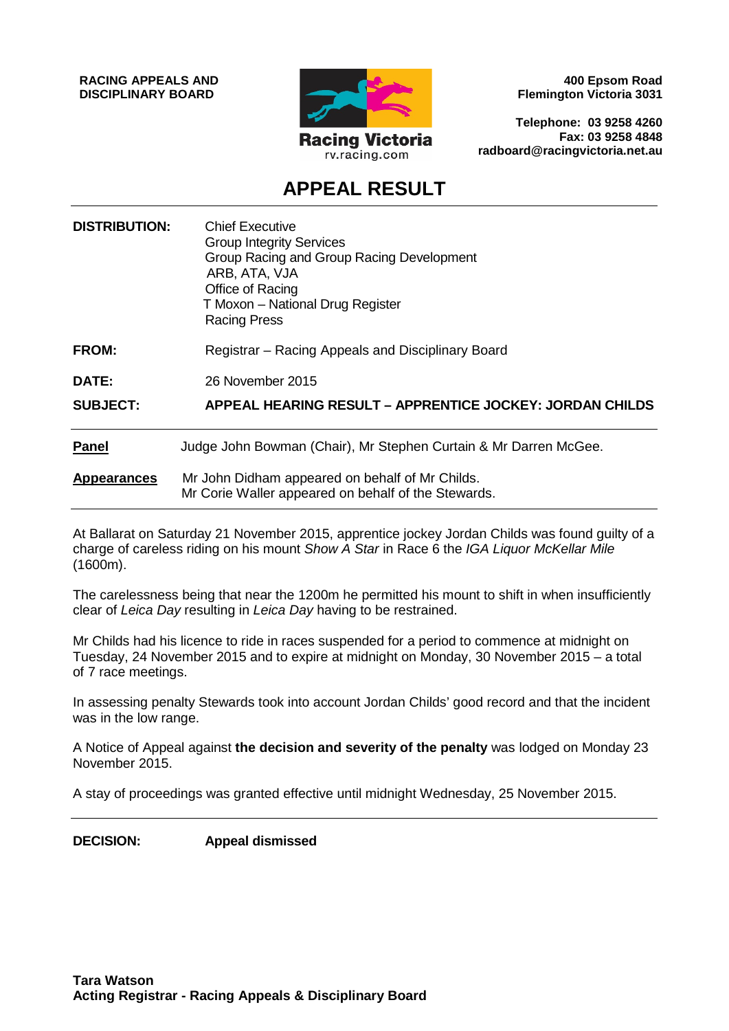**RACING APPEALS AND DISCIPLINARY BOARD**

Racing Victoria
rv.racing.com

**400 Epsom Road**
**Flemington Victoria 3031**

**Telephone: 03 9258 4260**
**Fax: 03 9258 4848**
**radboard@racingvictoria.net.au**

# APPEAL RESULT

**DISTRIBUTION:** Chief Executive
Group Integrity Services
Group Racing and Group Racing Development
ARB, ATA, VJA
Office of Racing
T Moxon – National Drug Register
Racing Press

**FROM:** Registrar – Racing Appeals and Disciplinary Board

**DATE:** 26 November 2015

**SUBJECT:** **APPEAL HEARING RESULT – APPRENTICE JOCKEY: JORDAN CHILDS**

---

**Panel** Judge John Bowman (Chair), Mr Stephen Curtain & Mr Darren McGee.

**Appearances** Mr John Didham appeared on behalf of Mr Childs.
Mr Corie Waller appeared on behalf of the Stewards.

---

At Ballarat on Saturday 21 November 2015, apprentice jockey Jordan Childs was found guilty of a charge of careless riding on his mount *Show A Star* in Race 6 the *IGA Liquor McKellar Mile* (1600m).

The carelessness being that near the 1200m he permitted his mount to shift in when insufficiently clear of *Leica Day* resulting in *Leica Day* having to be restrained.

Mr Childs had his licence to ride in races suspended for a period to commence at midnight on Tuesday, 24 November 2015 and to expire at midnight on Monday, 30 November 2015 – a total of 7 race meetings.

In assessing penalty Stewards took into account Jordan Childs' good record and that the incident was in the low range.

A Notice of Appeal against **the decision and severity of the penalty** was lodged on Monday 23 November 2015.

A stay of proceedings was granted effective until midnight Wednesday, 25 November 2015.

---

**DECISION:** **Appeal dismissed**

**Tara Watson**
**Acting Registrar - Racing Appeals & Disciplinary Board**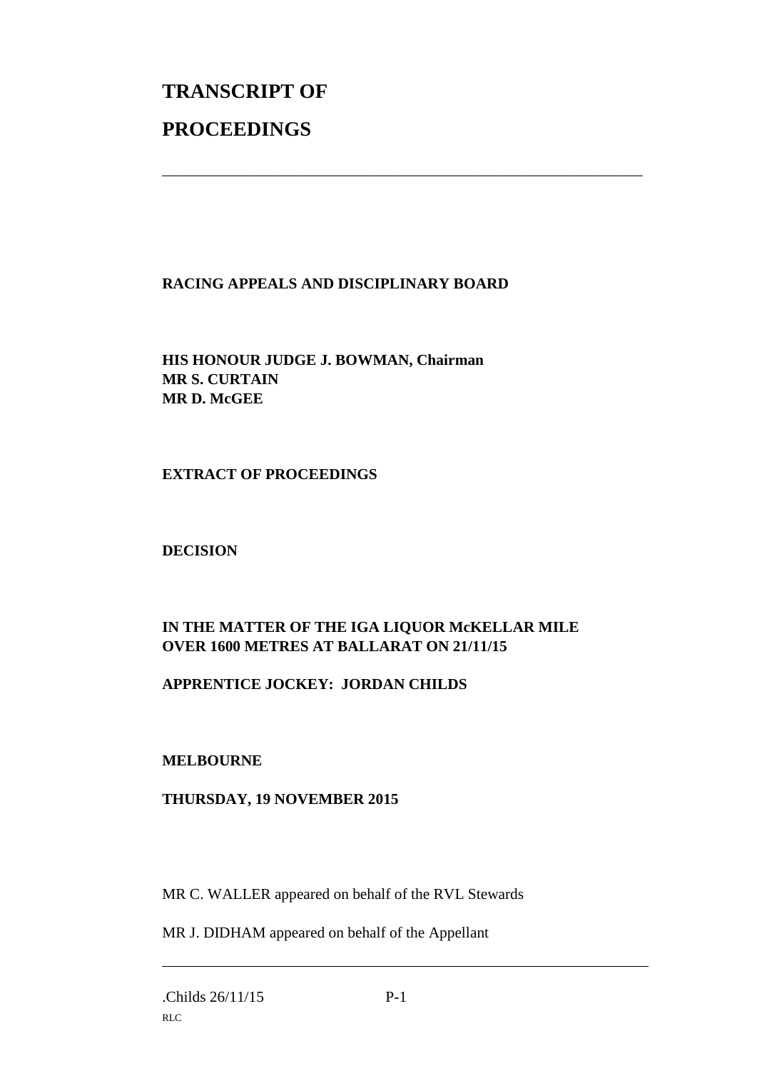# TRANSCRIPT OF

# PROCEEDINGS

---

**RACING APPEALS AND DISCIPLINARY BOARD**

**HIS HONOUR JUDGE J. BOWMAN, Chairman**
**MR S. CURTAIN**
**MR D. McGEE**

**EXTRACT OF PROCEEDINGS**

**DECISION**

**IN THE MATTER OF THE IGA LIQUOR McKELLAR MILE OVER 1600 METRES AT BALLARAT ON 21/11/15**

**APPRENTICE JOCKEY: JORDAN CHILDS**

**MELBOURNE**

**THURSDAY, 19 NOVEMBER 2015**

MR C. WALLER appeared on behalf of the RVL Stewards

MR J. DIDHAM appeared on behalf of the Appellant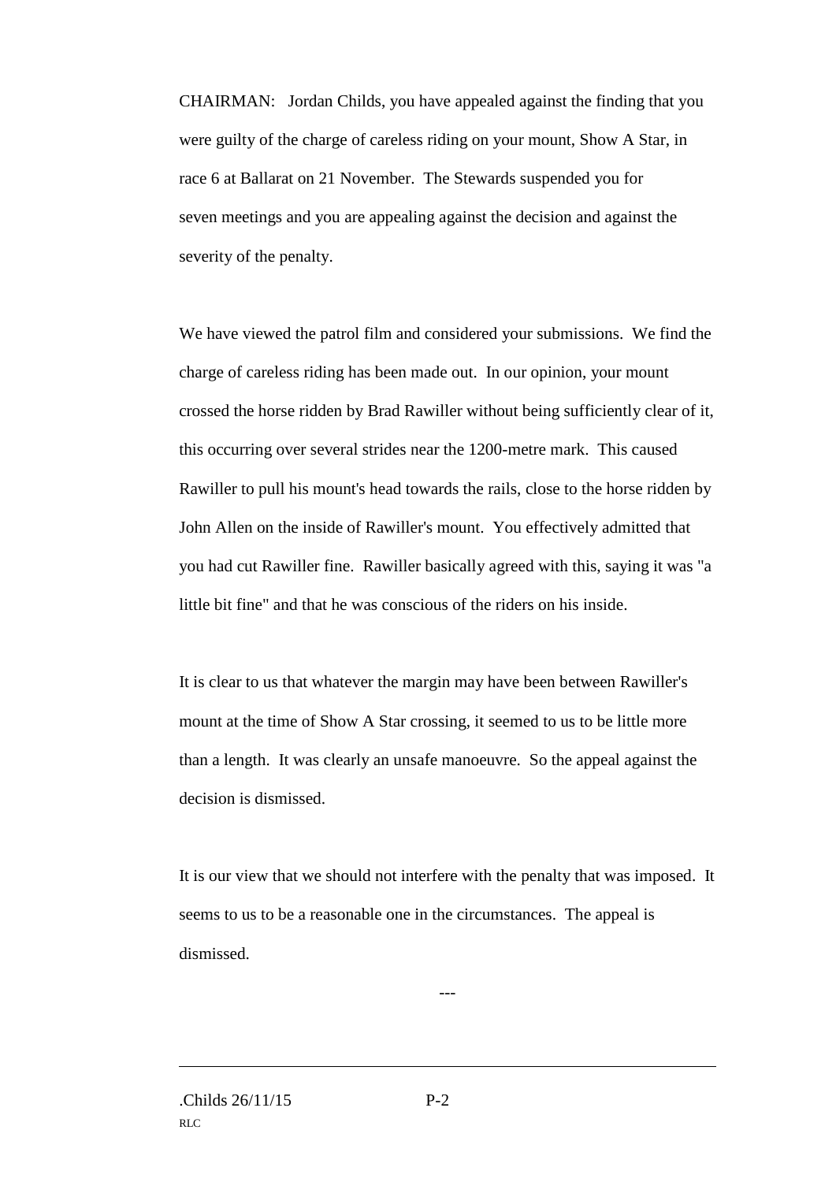CHAIRMAN: Jordan Childs, you have appealed against the finding that you were guilty of the charge of careless riding on your mount, Show A Star, in race 6 at Ballarat on 21 November. The Stewards suspended you for seven meetings and you are appealing against the decision and against the severity of the penalty.

We have viewed the patrol film and considered your submissions. We find the charge of careless riding has been made out. In our opinion, your mount crossed the horse ridden by Brad Rawiller without being sufficiently clear of it, this occurring over several strides near the 1200-metre mark. This caused Rawiller to pull his mount's head towards the rails, close to the horse ridden by John Allen on the inside of Rawiller's mount. You effectively admitted that you had cut Rawiller fine. Rawiller basically agreed with this, saying it was "a little bit fine" and that he was conscious of the riders on his inside.

It is clear to us that whatever the margin may have been between Rawiller's mount at the time of Show A Star crossing, it seemed to us to be little more than a length. It was clearly an unsafe manoeuvre. So the appeal against the decision is dismissed.

It is our view that we should not interfere with the penalty that was imposed. It seems to us to be a reasonable one in the circumstances. The appeal is dismissed.

---